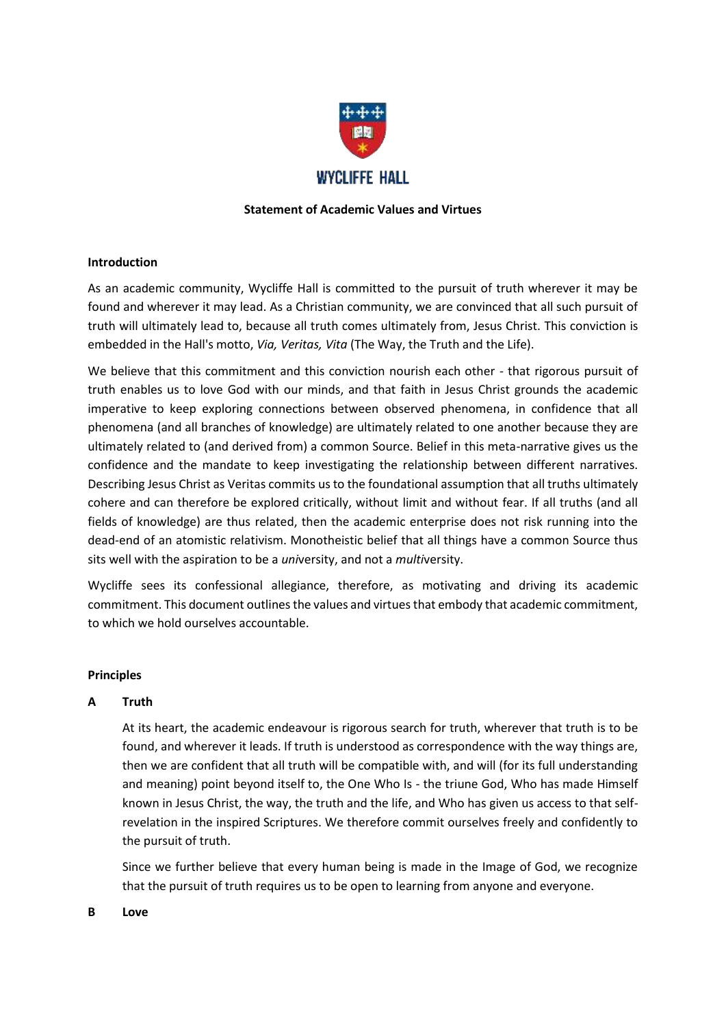WYCLIFFE HALL

**Statement of Academic Values and Virtues**

**Introduction**

As an academic community, Wycliffe Hall is committed to the pursuit of truth wherever it may be found and wherever it may lead. As a Christian community, we are convinced that all such pursuit of truth will ultimately lead to, because all truth comes ultimately from, Jesus Christ. This conviction is embedded in the Hall's motto, *Via, Veritas, Vita* (The Way, the Truth and the Life).

We believe that this commitment and this conviction nourish each other - that rigorous pursuit of truth enables us to love God with our minds, and that faith in Jesus Christ grounds the academic imperative to keep exploring connections between observed phenomena, in confidence that all phenomena (and all branches of knowledge) are ultimately related to one another because they are ultimately related to (and derived from) a common Source. Belief in this meta-narrative gives us the confidence and the mandate to keep investigating the relationship between different narratives. Describing Jesus Christ as Veritas commits us to the foundational assumption that all truths ultimately cohere and can therefore be explored critically, without limit and without fear. If all truths (and all fields of knowledge) are thus related, then the academic enterprise does not risk running into the dead-end of an atomistic relativism. Monotheistic belief that all things have a common Source thus sits well with the aspiration to be a *uni*versity, and not a *multi*versity.

Wycliffe sees its confessional allegiance, therefore, as motivating and driving its academic commitment. This document outlines the values and virtues that embody that academic commitment, to which we hold ourselves accountable.

**Principles**

**A Truth**

At its heart, the academic endeavour is rigorous search for truth, wherever that truth is to be found, and wherever it leads. If truth is understood as correspondence with the way things are, then we are confident that all truth will be compatible with, and will (for its full understanding and meaning) point beyond itself to, the One Who Is - the triune God, Who has made Himself known in Jesus Christ, the way, the truth and the life, and Who has given us access to that self-revelation in the inspired Scriptures. We therefore commit ourselves freely and confidently to the pursuit of truth.

Since we further believe that every human being is made in the Image of God, we recognize that the pursuit of truth requires us to be open to learning from anyone and everyone.

**B Love**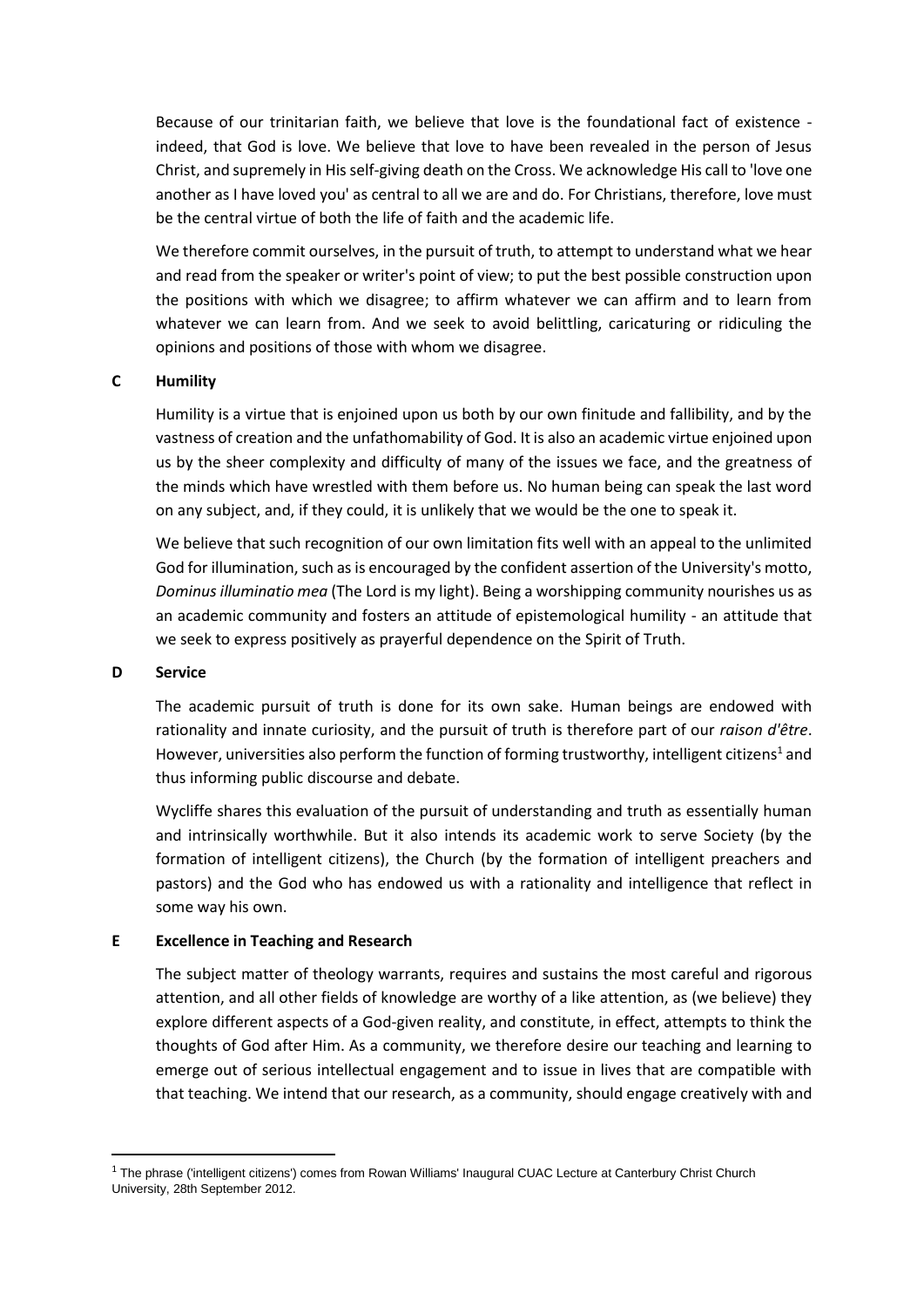Because of our trinitarian faith, we believe that love is the foundational fact of existence - indeed, that God is love. We believe that love to have been revealed in the person of Jesus Christ, and supremely in His self-giving death on the Cross. We acknowledge His call to 'love one another as I have loved you' as central to all we are and do. For Christians, therefore, love must be the central virtue of both the life of faith and the academic life.

We therefore commit ourselves, in the pursuit of truth, to attempt to understand what we hear and read from the speaker or writer's point of view; to put the best possible construction upon the positions with which we disagree; to affirm whatever we can affirm and to learn from whatever we can learn from. And we seek to avoid belittling, caricaturing or ridiculing the opinions and positions of those with whom we disagree.

### C Humility

Humility is a virtue that is enjoined upon us both by our own finitude and fallibility, and by the vastness of creation and the unfathomability of God. It is also an academic virtue enjoined upon us by the sheer complexity and difficulty of many of the issues we face, and the greatness of the minds which have wrestled with them before us. No human being can speak the last word on any subject, and, if they could, it is unlikely that we would be the one to speak it.

We believe that such recognition of our own limitation fits well with an appeal to the unlimited God for illumination, such as is encouraged by the confident assertion of the University's motto, *Dominus illuminatio mea* (The Lord is my light). Being a worshipping community nourishes us as an academic community and fosters an attitude of epistemological humility - an attitude that we seek to express positively as prayerful dependence on the Spirit of Truth.

### D Service

The academic pursuit of truth is done for its own sake. Human beings are endowed with rationality and innate curiosity, and the pursuit of truth is therefore part of our *raison d'être*. However, universities also perform the function of forming trustworthy, intelligent citizens[1] and thus informing public discourse and debate.

Wycliffe shares this evaluation of the pursuit of understanding and truth as essentially human and intrinsically worthwhile. But it also intends its academic work to serve Society (by the formation of intelligent citizens), the Church (by the formation of intelligent preachers and pastors) and the God who has endowed us with a rationality and intelligence that reflect in some way his own.

### E Excellence in Teaching and Research

The subject matter of theology warrants, requires and sustains the most careful and rigorous attention, and all other fields of knowledge are worthy of a like attention, as (we believe) they explore different aspects of a God-given reality, and constitute, in effect, attempts to think the thoughts of God after Him. As a community, we therefore desire our teaching and learning to emerge out of serious intellectual engagement and to issue in lives that are compatible with that teaching. We intend that our research, as a community, should engage creatively with and

---

[1] The phrase ('intelligent citizens') comes from Rowan Williams' Inaugural CUAC Lecture at Canterbury Christ Church University, 28th September 2012.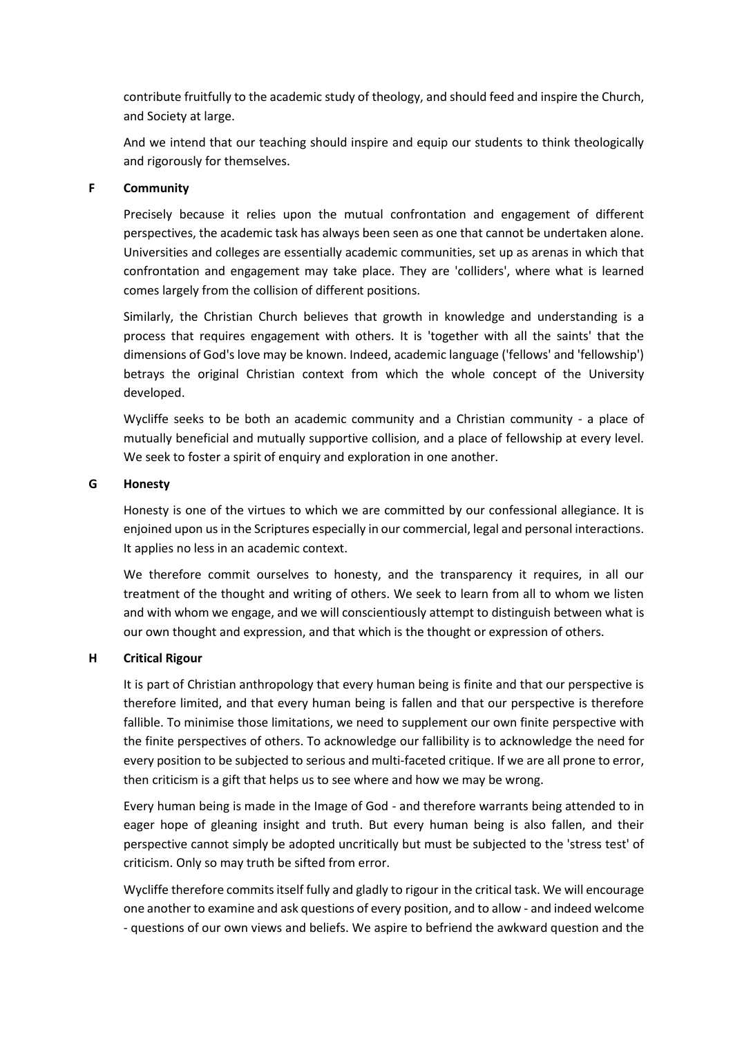contribute fruitfully to the academic study of theology, and should feed and inspire the Church, and Society at large.

And we intend that our teaching should inspire and equip our students to think theologically and rigorously for themselves.

### F Community

Precisely because it relies upon the mutual confrontation and engagement of different perspectives, the academic task has always been seen as one that cannot be undertaken alone. Universities and colleges are essentially academic communities, set up as arenas in which that confrontation and engagement may take place. They are 'colliders', where what is learned comes largely from the collision of different positions.

Similarly, the Christian Church believes that growth in knowledge and understanding is a process that requires engagement with others. It is 'together with all the saints' that the dimensions of God's love may be known. Indeed, academic language ('fellows' and 'fellowship') betrays the original Christian context from which the whole concept of the University developed.

Wycliffe seeks to be both an academic community and a Christian community - a place of mutually beneficial and mutually supportive collision, and a place of fellowship at every level. We seek to foster a spirit of enquiry and exploration in one another.

### G Honesty

Honesty is one of the virtues to which we are committed by our confessional allegiance. It is enjoined upon us in the Scriptures especially in our commercial, legal and personal interactions. It applies no less in an academic context.

We therefore commit ourselves to honesty, and the transparency it requires, in all our treatment of the thought and writing of others. We seek to learn from all to whom we listen and with whom we engage, and we will conscientiously attempt to distinguish between what is our own thought and expression, and that which is the thought or expression of others.

### H Critical Rigour

It is part of Christian anthropology that every human being is finite and that our perspective is therefore limited, and that every human being is fallen and that our perspective is therefore fallible. To minimise those limitations, we need to supplement our own finite perspective with the finite perspectives of others. To acknowledge our fallibility is to acknowledge the need for every position to be subjected to serious and multi-faceted critique. If we are all prone to error, then criticism is a gift that helps us to see where and how we may be wrong.

Every human being is made in the Image of God - and therefore warrants being attended to in eager hope of gleaning insight and truth. But every human being is also fallen, and their perspective cannot simply be adopted uncritically but must be subjected to the 'stress test' of criticism. Only so may truth be sifted from error.

Wycliffe therefore commits itself fully and gladly to rigour in the critical task. We will encourage one another to examine and ask questions of every position, and to allow - and indeed welcome - questions of our own views and beliefs. We aspire to befriend the awkward question and the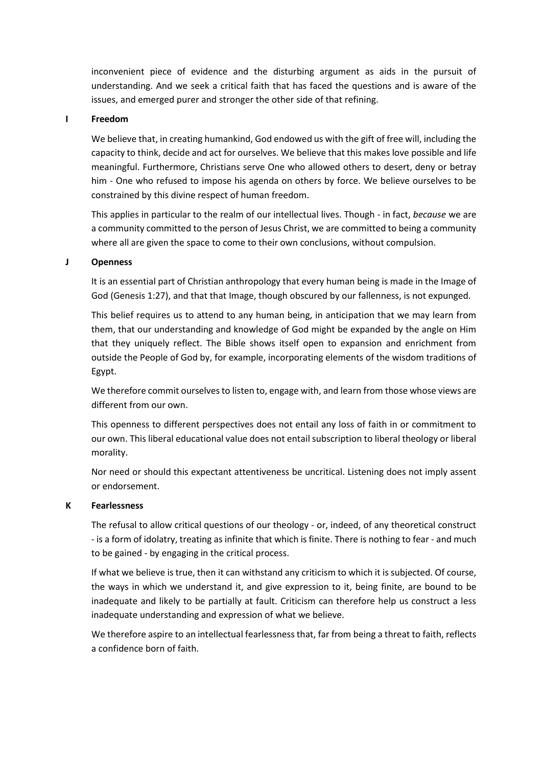inconvenient piece of evidence and the disturbing argument as aids in the pursuit of understanding. And we seek a critical faith that has faced the questions and is aware of the issues, and emerged purer and stronger the other side of that refining.

### I Freedom

We believe that, in creating humankind, God endowed us with the gift of free will, including the capacity to think, decide and act for ourselves. We believe that this makes love possible and life meaningful. Furthermore, Christians serve One who allowed others to desert, deny or betray him - One who refused to impose his agenda on others by force. We believe ourselves to be constrained by this divine respect of human freedom.

This applies in particular to the realm of our intellectual lives. Though - in fact, *because* we are a community committed to the person of Jesus Christ, we are committed to being a community where all are given the space to come to their own conclusions, without compulsion.

### J Openness

It is an essential part of Christian anthropology that every human being is made in the Image of God (Genesis 1:27), and that that Image, though obscured by our fallenness, is not expunged.

This belief requires us to attend to any human being, in anticipation that we may learn from them, that our understanding and knowledge of God might be expanded by the angle on Him that they uniquely reflect. The Bible shows itself open to expansion and enrichment from outside the People of God by, for example, incorporating elements of the wisdom traditions of Egypt.

We therefore commit ourselves to listen to, engage with, and learn from those whose views are different from our own.

This openness to different perspectives does not entail any loss of faith in or commitment to our own. This liberal educational value does not entail subscription to liberal theology or liberal morality.

Nor need or should this expectant attentiveness be uncritical. Listening does not imply assent or endorsement.

### K Fearlessness

The refusal to allow critical questions of our theology - or, indeed, of any theoretical construct - is a form of idolatry, treating as infinite that which is finite. There is nothing to fear - and much to be gained - by engaging in the critical process.

If what we believe is true, then it can withstand any criticism to which it is subjected. Of course, the ways in which we understand it, and give expression to it, being finite, are bound to be inadequate and likely to be partially at fault. Criticism can therefore help us construct a less inadequate understanding and expression of what we believe.

We therefore aspire to an intellectual fearlessness that, far from being a threat to faith, reflects a confidence born of faith.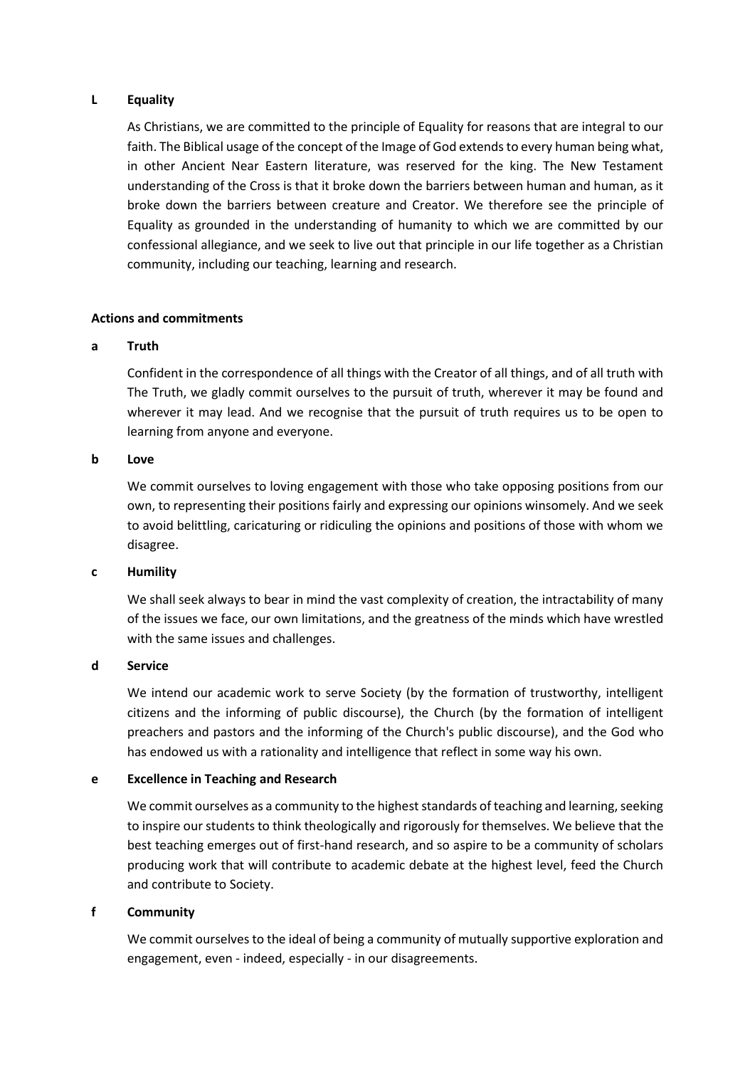**L Equality**

As Christians, we are committed to the principle of Equality for reasons that are integral to our faith. The Biblical usage of the concept of the Image of God extends to every human being what, in other Ancient Near Eastern literature, was reserved for the king. The New Testament understanding of the Cross is that it broke down the barriers between human and human, as it broke down the barriers between creature and Creator. We therefore see the principle of Equality as grounded in the understanding of humanity to which we are committed by our confessional allegiance, and we seek to live out that principle in our life together as a Christian community, including our teaching, learning and research.

**Actions and commitments**

**a Truth**

Confident in the correspondence of all things with the Creator of all things, and of all truth with The Truth, we gladly commit ourselves to the pursuit of truth, wherever it may be found and wherever it may lead. And we recognise that the pursuit of truth requires us to be open to learning from anyone and everyone.

**b Love**

We commit ourselves to loving engagement with those who take opposing positions from our own, to representing their positions fairly and expressing our opinions winsomely. And we seek to avoid belittling, caricaturing or ridiculing the opinions and positions of those with whom we disagree.

**c Humility**

We shall seek always to bear in mind the vast complexity of creation, the intractability of many of the issues we face, our own limitations, and the greatness of the minds which have wrestled with the same issues and challenges.

**d Service**

We intend our academic work to serve Society (by the formation of trustworthy, intelligent citizens and the informing of public discourse), the Church (by the formation of intelligent preachers and pastors and the informing of the Church's public discourse), and the God who has endowed us with a rationality and intelligence that reflect in some way his own.

**e Excellence in Teaching and Research**

We commit ourselves as a community to the highest standards of teaching and learning, seeking to inspire our students to think theologically and rigorously for themselves. We believe that the best teaching emerges out of first-hand research, and so aspire to be a community of scholars producing work that will contribute to academic debate at the highest level, feed the Church and contribute to Society.

**f Community**

We commit ourselves to the ideal of being a community of mutually supportive exploration and engagement, even - indeed, especially - in our disagreements.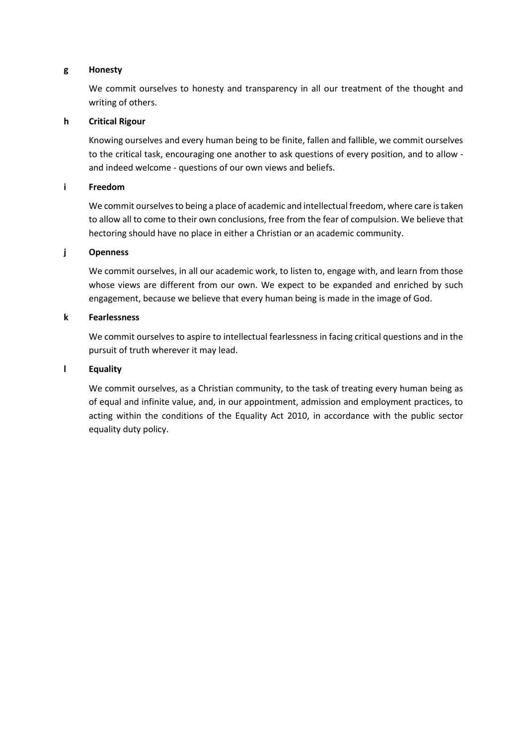**g Honesty**

We commit ourselves to honesty and transparency in all our treatment of the thought and writing of others.

**h Critical Rigour**

Knowing ourselves and every human being to be finite, fallen and fallible, we commit ourselves to the critical task, encouraging one another to ask questions of every position, and to allow - and indeed welcome - questions of our own views and beliefs.

**i Freedom**

We commit ourselves to being a place of academic and intellectual freedom, where care is taken to allow all to come to their own conclusions, free from the fear of compulsion. We believe that hectoring should have no place in either a Christian or an academic community.

**j Openness**

We commit ourselves, in all our academic work, to listen to, engage with, and learn from those whose views are different from our own. We expect to be expanded and enriched by such engagement, because we believe that every human being is made in the image of God.

**k Fearlessness**

We commit ourselves to aspire to intellectual fearlessness in facing critical questions and in the pursuit of truth wherever it may lead.

**l Equality**

We commit ourselves, as a Christian community, to the task of treating every human being as of equal and infinite value, and, in our appointment, admission and employment practices, to acting within the conditions of the Equality Act 2010, in accordance with the public sector equality duty policy.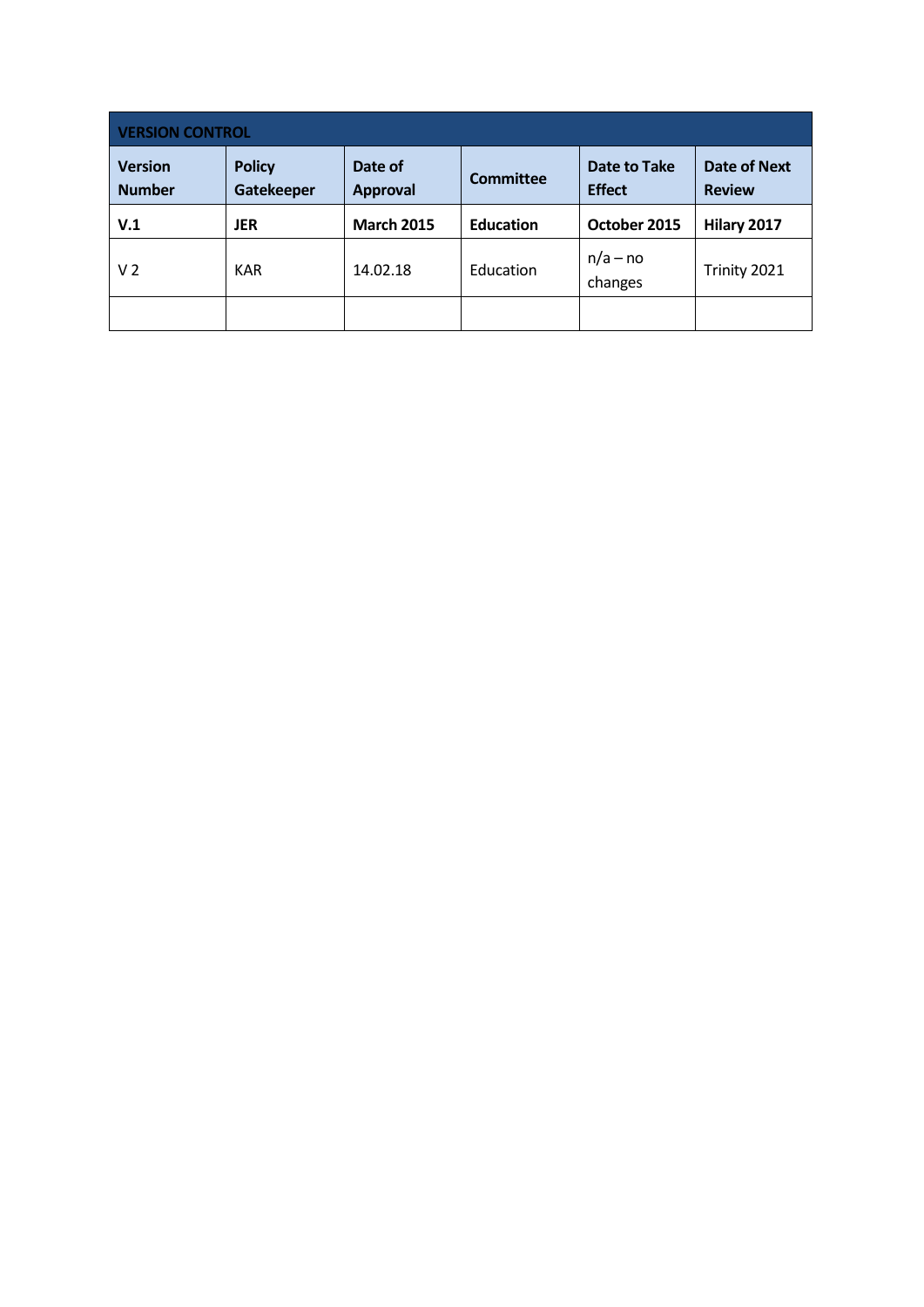| VERSION CONTROL | | | | | |
|---|---|---|---|---|---|
| **Version Number** | **Policy Gatekeeper** | **Date of Approval** | **Committee** | **Date to Take Effect** | **Date of Next Review** |
| **V.1** | **JER** | **March 2015** | **Education** | **October 2015** | **Hilary 2017** |
| V 2 | KAR | 14.02.18 | Education | n/a – no changes | Trinity 2021 |
| | | | | | |